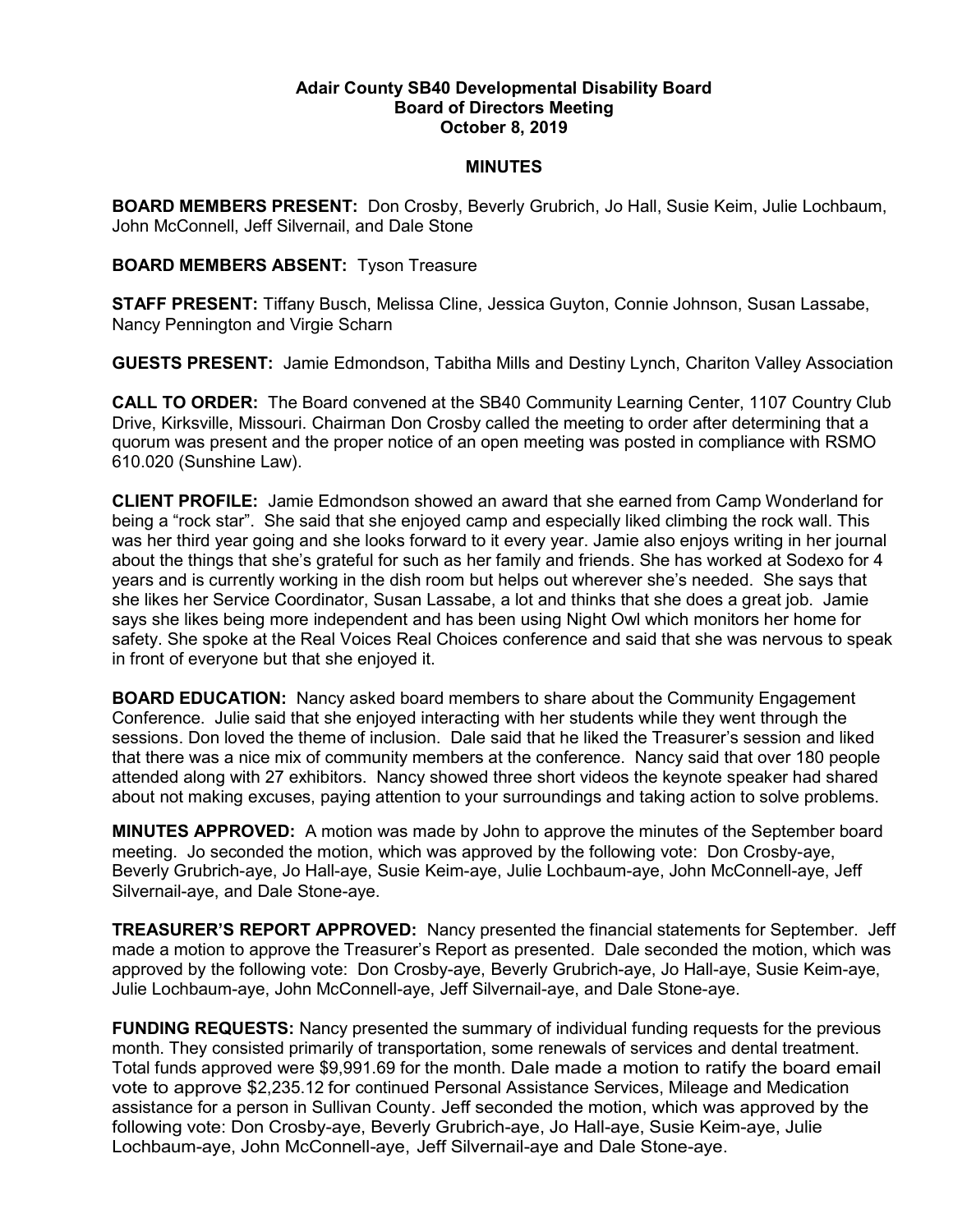# Adair County SB40 Developmental Disability Board
## Board of Directors Meeting
## October 8, 2019

## MINUTES

**BOARD MEMBERS PRESENT:** Don Crosby, Beverly Grubrich, Jo Hall, Susie Keim, Julie Lochbaum, John McConnell, Jeff Silvernail, and Dale Stone

**BOARD MEMBERS ABSENT:** Tyson Treasure

**STAFF PRESENT:** Tiffany Busch, Melissa Cline, Jessica Guyton, Connie Johnson, Susan Lassabe, Nancy Pennington and Virgie Scharn

**GUESTS PRESENT:** Jamie Edmondson, Tabitha Mills and Destiny Lynch, Chariton Valley Association

**CALL TO ORDER:** The Board convened at the SB40 Community Learning Center, 1107 Country Club Drive, Kirksville, Missouri. Chairman Don Crosby called the meeting to order after determining that a quorum was present and the proper notice of an open meeting was posted in compliance with RSMO 610.020 (Sunshine Law).

**CLIENT PROFILE:** Jamie Edmondson showed an award that she earned from Camp Wonderland for being a "rock star". She said that she enjoyed camp and especially liked climbing the rock wall. This was her third year going and she looks forward to it every year. Jamie also enjoys writing in her journal about the things that she's grateful for such as her family and friends. She has worked at Sodexo for 4 years and is currently working in the dish room but helps out wherever she's needed. She says that she likes her Service Coordinator, Susan Lassabe, a lot and thinks that she does a great job. Jamie says she likes being more independent and has been using Night Owl which monitors her home for safety. She spoke at the Real Voices Real Choices conference and said that she was nervous to speak in front of everyone but that she enjoyed it.

**BOARD EDUCATION:** Nancy asked board members to share about the Community Engagement Conference. Julie said that she enjoyed interacting with her students while they went through the sessions. Don loved the theme of inclusion. Dale said that he liked the Treasurer's session and liked that there was a nice mix of community members at the conference. Nancy said that over 180 people attended along with 27 exhibitors. Nancy showed three short videos the keynote speaker had shared about not making excuses, paying attention to your surroundings and taking action to solve problems.

**MINUTES APPROVED:** A motion was made by John to approve the minutes of the September board meeting. Jo seconded the motion, which was approved by the following vote: Don Crosby-aye, Beverly Grubrich-aye, Jo Hall-aye, Susie Keim-aye, Julie Lochbaum-aye, John McConnell-aye, Jeff Silvernail-aye, and Dale Stone-aye.

**TREASURER'S REPORT APPROVED:** Nancy presented the financial statements for September. Jeff made a motion to approve the Treasurer's Report as presented. Dale seconded the motion, which was approved by the following vote: Don Crosby-aye, Beverly Grubrich-aye, Jo Hall-aye, Susie Keim-aye, Julie Lochbaum-aye, John McConnell-aye, Jeff Silvernail-aye, and Dale Stone-aye.

**FUNDING REQUESTS:** Nancy presented the summary of individual funding requests for the previous month. They consisted primarily of transportation, some renewals of services and dental treatment. Total funds approved were $9,991.69 for the month. Dale made a motion to ratify the board email vote to approve $2,235.12 for continued Personal Assistance Services, Mileage and Medication assistance for a person in Sullivan County. Jeff seconded the motion, which was approved by the following vote: Don Crosby-aye, Beverly Grubrich-aye, Jo Hall-aye, Susie Keim-aye, Julie Lochbaum-aye, John McConnell-aye, Jeff Silvernail-aye and Dale Stone-aye.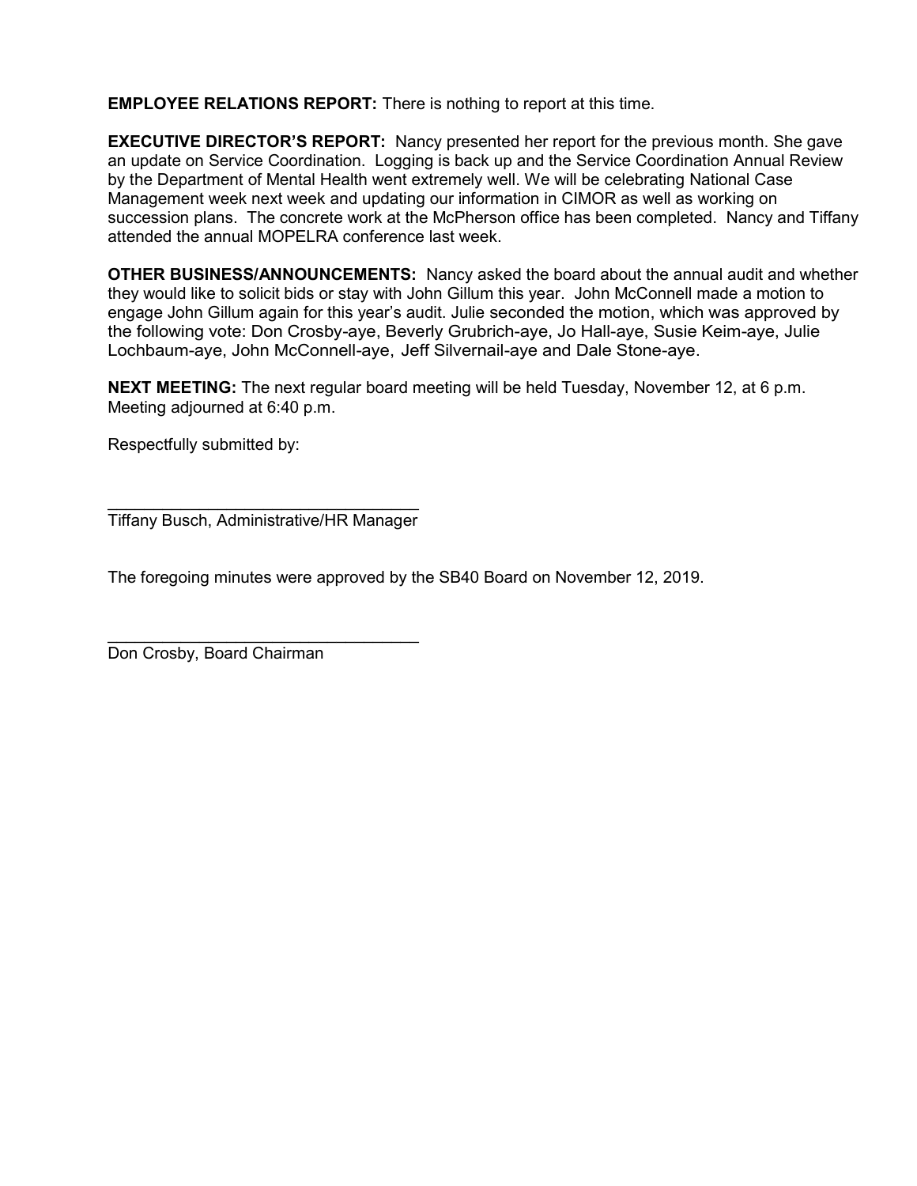**EMPLOYEE RELATIONS REPORT:** There is nothing to report at this time.

**EXECUTIVE DIRECTOR'S REPORT:** Nancy presented her report for the previous month. She gave an update on Service Coordination. Logging is back up and the Service Coordination Annual Review by the Department of Mental Health went extremely well. We will be celebrating National Case Management week next week and updating our information in CIMOR as well as working on succession plans. The concrete work at the McPherson office has been completed. Nancy and Tiffany attended the annual MOPELRA conference last week.

**OTHER BUSINESS/ANNOUNCEMENTS:** Nancy asked the board about the annual audit and whether they would like to solicit bids or stay with John Gillum this year. John McConnell made a motion to engage John Gillum again for this year's audit. Julie seconded the motion, which was approved by the following vote: Don Crosby-aye, Beverly Grubrich-aye, Jo Hall-aye, Susie Keim-aye, Julie Lochbaum-aye, John McConnell-aye, Jeff Silvernail-aye and Dale Stone-aye.

**NEXT MEETING:** The next regular board meeting will be held Tuesday, November 12, at 6 p.m. Meeting adjourned at 6:40 p.m.

Respectfully submitted by:

\_\_\_\_\_\_\_\_\_\_\_\_\_\_\_\_\_\_\_\_\_\_\_\_\_\_\_\_\_\_\_\_\_\_\_
Tiffany Busch, Administrative/HR Manager

The foregoing minutes were approved by the SB40 Board on November 12, 2019.

\_\_\_\_\_\_\_\_\_\_\_\_\_\_\_\_\_\_\_\_\_\_\_\_\_\_\_\_\_\_\_\_\_\_\_
Don Crosby, Board Chairman